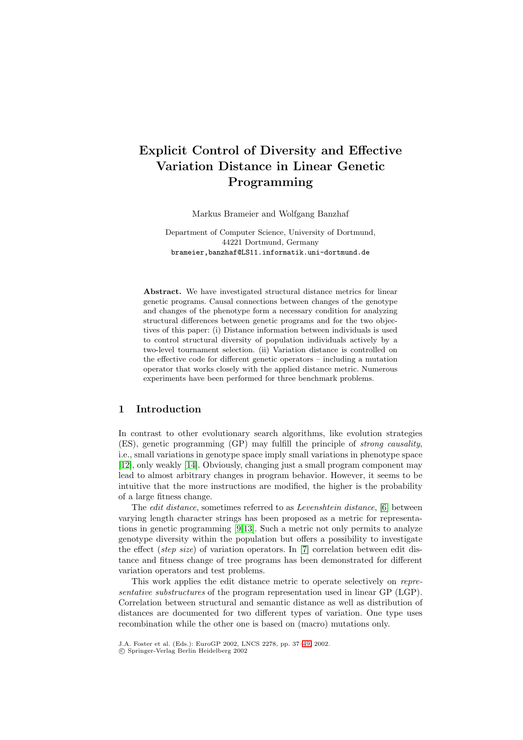# Explicit Control of Diversity and Effective Variation Distance in Linear Genetic Programming

Markus Brameier and Wolfgang Banzhaf

Department of Computer Science, University of Dortmund,
44221 Dortmund, Germany
brameier,banzhaf@LS11.informatik.uni-dortmund.de

**Abstract.** We have investigated structural distance metrics for linear genetic programs. Causal connections between changes of the genotype and changes of the phenotype form a necessary condition for analyzing structural differences between genetic programs and for the two objectives of this paper: (i) Distance information between individuals is used to control structural diversity of population individuals actively by a two-level tournament selection. (ii) Variation distance is controlled on the effective code for different genetic operators – including a mutation operator that works closely with the applied distance metric. Numerous experiments have been performed for three benchmark problems.

## 1 Introduction

In contrast to other evolutionary search algorithms, like evolution strategies (ES), genetic programming (GP) may fulfill the principle of *strong causality*, i.e., small variations in genotype space imply small variations in phenotype space [12], only weakly [14]. Obviously, changing just a small program component may lead to almost arbitrary changes in program behavior. However, it seems to be intuitive that the more instructions are modified, the higher is the probability of a large fitness change.

The *edit distance*, sometimes referred to as *Levenshtein distance*, [6] between varying length character strings has been proposed as a metric for representations in genetic programming [9,13]. Such a metric not only permits to analyze genotype diversity within the population but offers a possibility to investigate the effect (*step size*) of variation operators. In [7] correlation between edit distance and fitness change of tree programs has been demonstrated for different variation operators and test problems.

This work applies the edit distance metric to operate selectively on *representative substructures* of the program representation used in linear GP (LGP). Correlation between structural and semantic distance as well as distribution of distances are documented for two different types of variation. One type uses recombination while the other one is based on (macro) mutations only.

J.A. Foster et al. (Eds.): EuroGP 2002, LNCS 2278, pp. 37–49, 2002.
© Springer-Verlag Berlin Heidelberg 2002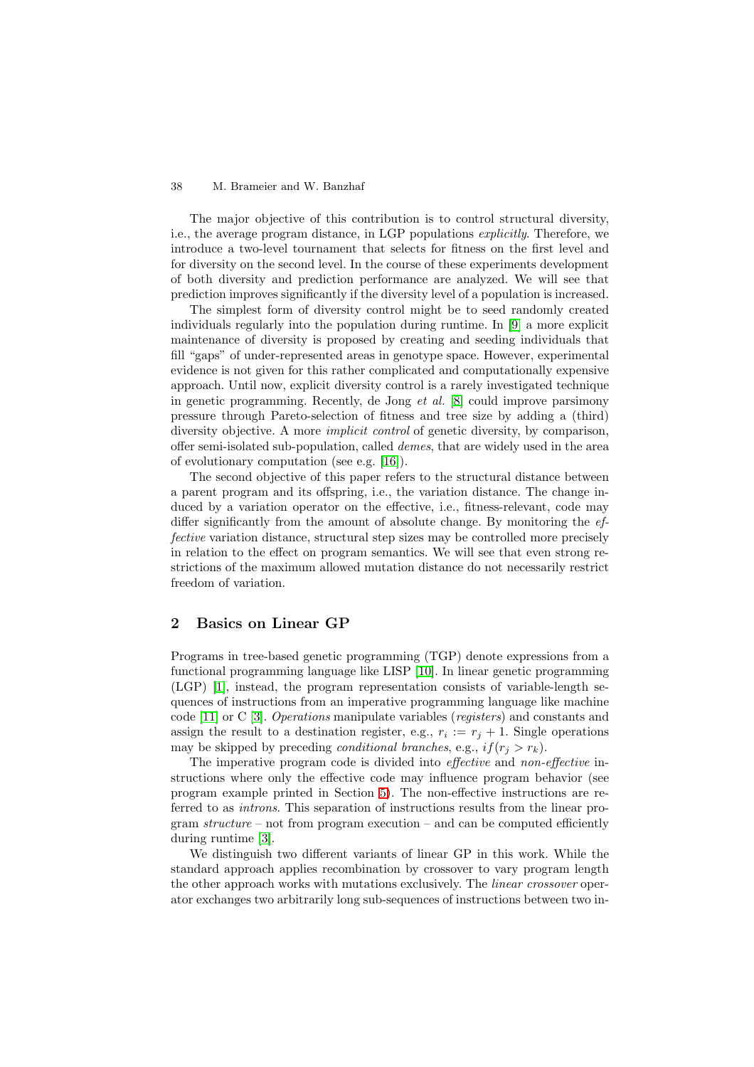The major objective of this contribution is to control structural diversity, i.e., the average program distance, in LGP populations *explicitly*. Therefore, we introduce a two-level tournament that selects for fitness on the first level and for diversity on the second level. In the course of these experiments development of both diversity and prediction performance are analyzed. We will see that prediction improves significantly if the diversity level of a population is increased.

The simplest form of diversity control might be to seed randomly created individuals regularly into the population during runtime. In [9] a more explicit maintenance of diversity is proposed by creating and seeding individuals that fill "gaps" of under-represented areas in genotype space. However, experimental evidence is not given for this rather complicated and computationally expensive approach. Until now, explicit diversity control is a rarely investigated technique in genetic programming. Recently, de Jong *et al.* [8] could improve parsimony pressure through Pareto-selection of fitness and tree size by adding a (third) diversity objective. A more *implicit control* of genetic diversity, by comparison, offer semi-isolated sub-population, called *demes*, that are widely used in the area of evolutionary computation (see e.g. [16]).

The second objective of this paper refers to the structural distance between a parent program and its offspring, i.e., the variation distance. The change induced by a variation operator on the effective, i.e., fitness-relevant, code may differ significantly from the amount of absolute change. By monitoring the *effective* variation distance, structural step sizes may be controlled more precisely in relation to the effect on program semantics. We will see that even strong restrictions of the maximum allowed mutation distance do not necessarily restrict freedom of variation.

## 2 Basics on Linear GP

Programs in tree-based genetic programming (TGP) denote expressions from a functional programming language like LISP [10]. In linear genetic programming (LGP) [1], instead, the program representation consists of variable-length sequences of instructions from an imperative programming language like machine code [11] or C [3]. *Operations* manipulate variables (*registers*) and constants and assign the result to a destination register, e.g., $r_i := r_j + 1$. Single operations may be skipped by preceding *conditional branches*, e.g., $if(r_j > r_k)$.

The imperative program code is divided into *effective* and *non-effective* instructions where only the effective code may influence program behavior (see program example printed in Section 5). The non-effective instructions are referred to as *introns*. This separation of instructions results from the linear program *structure* – not from program execution – and can be computed efficiently during runtime [3].

We distinguish two different variants of linear GP in this work. While the standard approach applies recombination by crossover to vary program length the other approach works with mutations exclusively. The *linear crossover* operator exchanges two arbitrarily long sub-sequences of instructions between two in-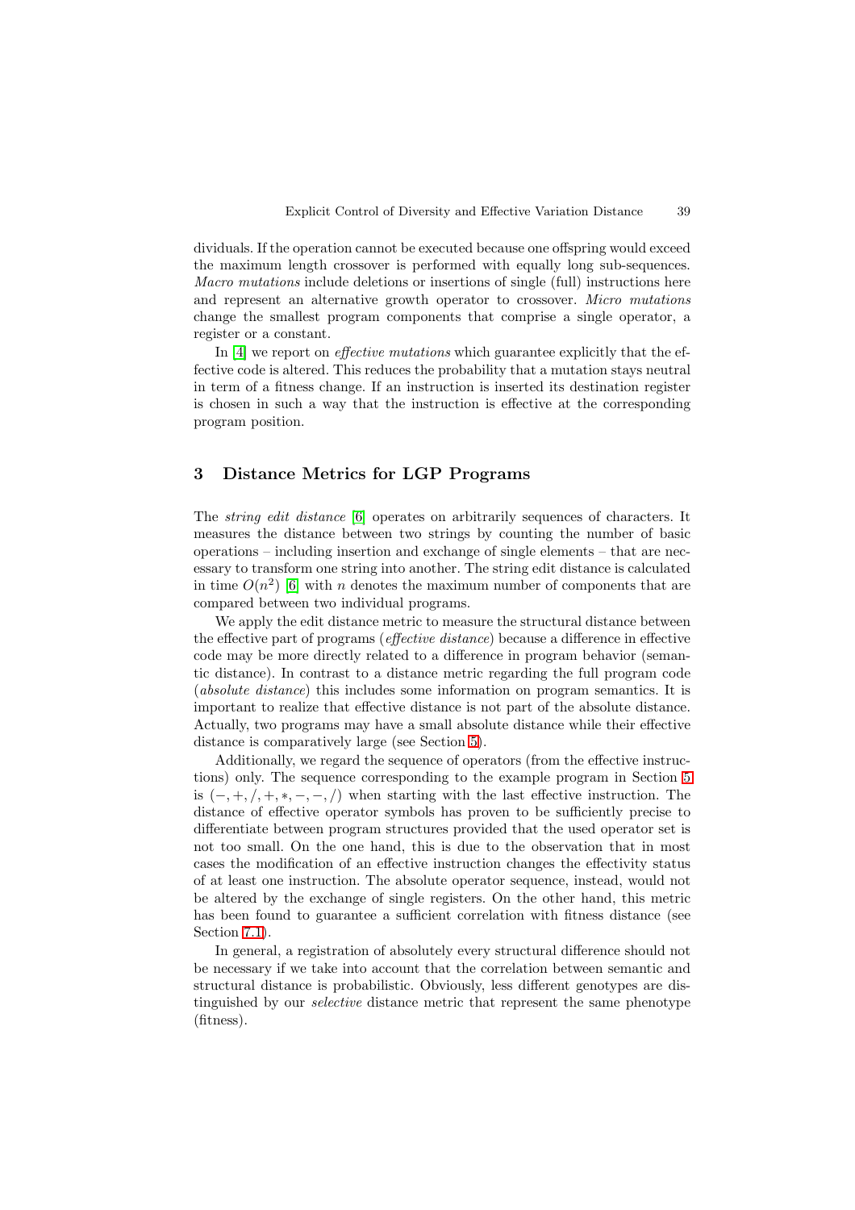dividuals. If the operation cannot be executed because one offspring would exceed the maximum length crossover is performed with equally long sub-sequences. *Macro mutations* include deletions or insertions of single (full) instructions here and represent an alternative growth operator to crossover. *Micro mutations* change the smallest program components that comprise a single operator, a register or a constant.

In [4] we report on *effective mutations* which guarantee explicitly that the effective code is altered. This reduces the probability that a mutation stays neutral in term of a fitness change. If an instruction is inserted its destination register is chosen in such a way that the instruction is effective at the corresponding program position.

## 3 Distance Metrics for LGP Programs

The *string edit distance* [6] operates on arbitrarily sequences of characters. It measures the distance between two strings by counting the number of basic operations – including insertion and exchange of single elements – that are necessary to transform one string into another. The string edit distance is calculated in time $O(n^2)$ [6] with $n$ denotes the maximum number of components that are compared between two individual programs.

We apply the edit distance metric to measure the structural distance between the effective part of programs (*effective distance*) because a difference in effective code may be more directly related to a difference in program behavior (semantic distance). In contrast to a distance metric regarding the full program code (*absolute distance*) this includes some information on program semantics. It is important to realize that effective distance is not part of the absolute distance. Actually, two programs may have a small absolute distance while their effective distance is comparatively large (see Section 5).

Additionally, we regard the sequence of operators (from the effective instructions) only. The sequence corresponding to the example program in Section 5 is $(-, +, /, +, *, -, -, /)$ when starting with the last effective instruction. The distance of effective operator symbols has proven to be sufficiently precise to differentiate between program structures provided that the used operator set is not too small. On the one hand, this is due to the observation that in most cases the modification of an effective instruction changes the effectivity status of at least one instruction. The absolute operator sequence, instead, would not be altered by the exchange of single registers. On the other hand, this metric has been found to guarantee a sufficient correlation with fitness distance (see Section 7.1).

In general, a registration of absolutely every structural difference should not be necessary if we take into account that the correlation between semantic and structural distance is probabilistic. Obviously, less different genotypes are distinguished by our *selective* distance metric that represent the same phenotype (fitness).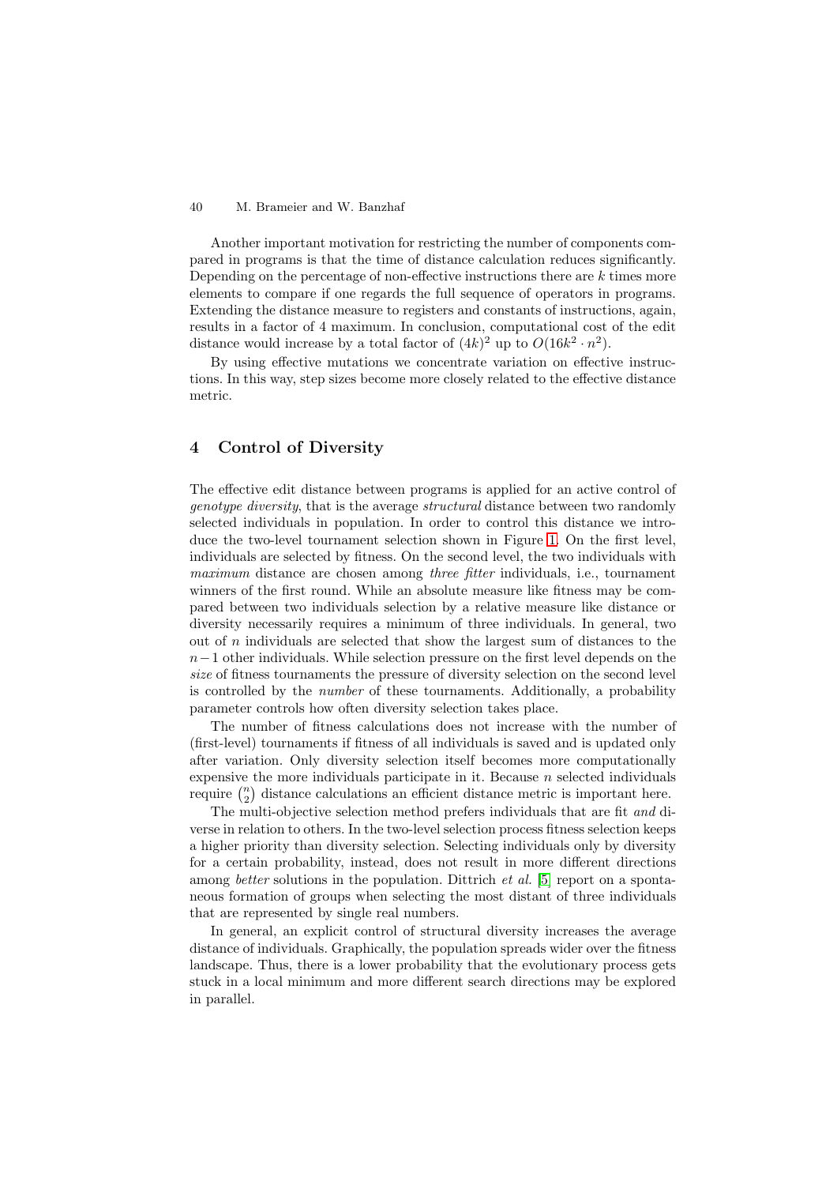Another important motivation for restricting the number of components compared in programs is that the time of distance calculation reduces significantly. Depending on the percentage of non-effective instructions there are $k$ times more elements to compare if one regards the full sequence of operators in programs. Extending the distance measure to registers and constants of instructions, again, results in a factor of 4 maximum. In conclusion, computational cost of the edit distance would increase by a total factor of $(4k)^2$ up to $O(16k^2 \cdot n^2)$.

By using effective mutations we concentrate variation on effective instructions. In this way, step sizes become more closely related to the effective distance metric.

## 4 Control of Diversity

The effective edit distance between programs is applied for an active control of *genotype diversity*, that is the average *structural* distance between two randomly selected individuals in population. In order to control this distance we introduce the two-level tournament selection shown in Figure 1. On the first level, individuals are selected by fitness. On the second level, the two individuals with *maximum* distance are chosen among *three fitter* individuals, i.e., tournament winners of the first round. While an absolute measure like fitness may be compared between two individuals selection by a relative measure like distance or diversity necessarily requires a minimum of three individuals. In general, two out of $n$ individuals are selected that show the largest sum of distances to the $n-1$ other individuals. While selection pressure on the first level depends on the *size* of fitness tournaments the pressure of diversity selection on the second level is controlled by the *number* of these tournaments. Additionally, a probability parameter controls how often diversity selection takes place.

The number of fitness calculations does not increase with the number of (first-level) tournaments if fitness of all individuals is saved and is updated only after variation. Only diversity selection itself becomes more computationally expensive the more individuals participate in it. Because $n$ selected individuals require $\binom{n}{2}$ distance calculations an efficient distance metric is important here.

The multi-objective selection method prefers individuals that are fit *and* diverse in relation to others. In the two-level selection process fitness selection keeps a higher priority than diversity selection. Selecting individuals only by diversity for a certain probability, instead, does not result in more different directions among *better* solutions in the population. Dittrich *et al.* [5] report on a spontaneous formation of groups when selecting the most distant of three individuals that are represented by single real numbers.

In general, an explicit control of structural diversity increases the average distance of individuals. Graphically, the population spreads wider over the fitness landscape. Thus, there is a lower probability that the evolutionary process gets stuck in a local minimum and more different search directions may be explored in parallel.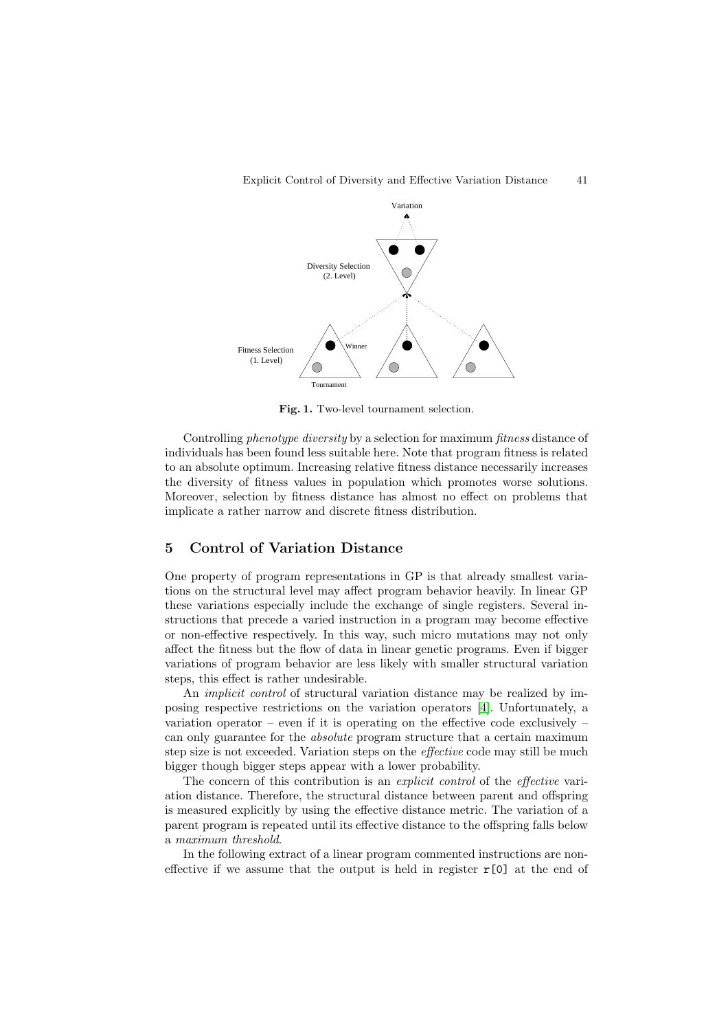Variation

Diversity Selection
(2. Level)

Fitness Selection
(1. Level)

Winner

Tournament

**Fig. 1.** Two-level tournament selection.

Controlling *phenotype diversity* by a selection for maximum *fitness* distance of individuals has been found less suitable here. Note that program fitness is related to an absolute optimum. Increasing relative fitness distance necessarily increases the diversity of fitness values in population which promotes worse solutions. Moreover, selection by fitness distance has almost no effect on problems that implicate a rather narrow and discrete fitness distribution.

## 5 Control of Variation Distance

One property of program representations in GP is that already smallest variations on the structural level may affect program behavior heavily. In linear GP these variations especially include the exchange of single registers. Several instructions that precede a varied instruction in a program may become effective or non-effective respectively. In this way, such micro mutations may not only affect the fitness but the flow of data in linear genetic programs. Even if bigger variations of program behavior are less likely with smaller structural variation steps, this effect is rather undesirable.

An *implicit control* of structural variation distance may be realized by imposing respective restrictions on the variation operators [4]. Unfortunately, a variation operator – even if it is operating on the effective code exclusively – can only guarantee for the *absolute* program structure that a certain maximum step size is not exceeded. Variation steps on the *effective* code may still be much bigger though bigger steps appear with a lower probability.

The concern of this contribution is an *explicit control* of the *effective* variation distance. Therefore, the structural distance between parent and offspring is measured explicitly by using the effective distance metric. The variation of a parent program is repeated until its effective distance to the offspring falls below a *maximum threshold*.

In the following extract of a linear program commented instructions are non-effective if we assume that the output is held in register `r[0]` at the end of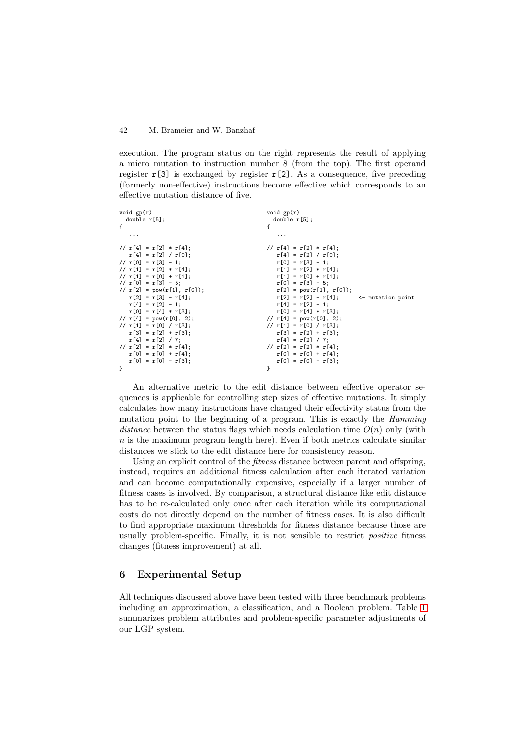execution. The program status on the right represents the result of applying a micro mutation to instruction number 8 (from the top). The first operand register r[3] is exchanged by register r[2]. As a consequence, five preceding (formerly non-effective) instructions become effective which corresponds to an effective mutation distance of five.

```
void gp(r)                                  void gp(r)
  double r[5];                                double r[5];
{                                           {
  ...                                         ...

// r[4] = r[2] * r[4];                      // r[4] = r[2] * r[4];
   r[4] = r[2] / r[0];                         r[4] = r[2] / r[0];
// r[0] = r[3] - 1;                            r[0] = r[3] - 1;
// r[1] = r[2] * r[4];                         r[1] = r[2] * r[4];
// r[1] = r[0] + r[1];                         r[1] = r[0] + r[1];
// r[0] = r[3] - 5;                            r[0] = r[3] - 5;
// r[2] = pow(r[1], r[0]);                     r[2] = pow(r[1], r[0]);
   r[2] = r[3] - r[4];                         r[2] = r[2] - r[4];      <- mutation point
   r[4] = r[2] - 1;                            r[4] = r[2] - 1;
   r[0] = r[4] * r[3];                         r[0] = r[4] * r[3];
// r[4] = pow(r[0], 2);                     // r[4] = pow(r[0], 2);
// r[1] = r[0] / r[3];                      // r[1] = r[0] / r[3];
   r[3] = r[2] + r[3];                         r[3] = r[2] + r[3];
   r[4] = r[2] / 7;                            r[4] = r[2] / 7;
// r[2] = r[2] * r[4];                      // r[2] = r[2] * r[4];
   r[0] = r[0] + r[4];                         r[0] = r[0] + r[4];
   r[0] = r[0] - r[3];                         r[0] = r[0] - r[3];
}                                           }
```

An alternative metric to the edit distance between effective operator sequences is applicable for controlling step sizes of effective mutations. It simply calculates how many instructions have changed their effectivity status from the mutation point to the beginning of a program. This is exactly the *Hamming distance* between the status flags which needs calculation time $O(n)$ only (with $n$ is the maximum program length here). Even if both metrics calculate similar distances we stick to the edit distance here for consistency reason.

Using an explicit control of the *fitness* distance between parent and offspring, instead, requires an additional fitness calculation after each iterated variation and can become computationally expensive, especially if a larger number of fitness cases is involved. By comparison, a structural distance like edit distance has to be re-calculated only once after each iteration while its computational costs do not directly depend on the number of fitness cases. It is also difficult to find appropriate maximum thresholds for fitness distance because those are usually problem-specific. Finally, it is not sensible to restrict *positive* fitness changes (fitness improvement) at all.

## 6 Experimental Setup

All techniques discussed above have been tested with three benchmark problems including an approximation, a classification, and a Boolean problem. Table 1 summarizes problem attributes and problem-specific parameter adjustments of our LGP system.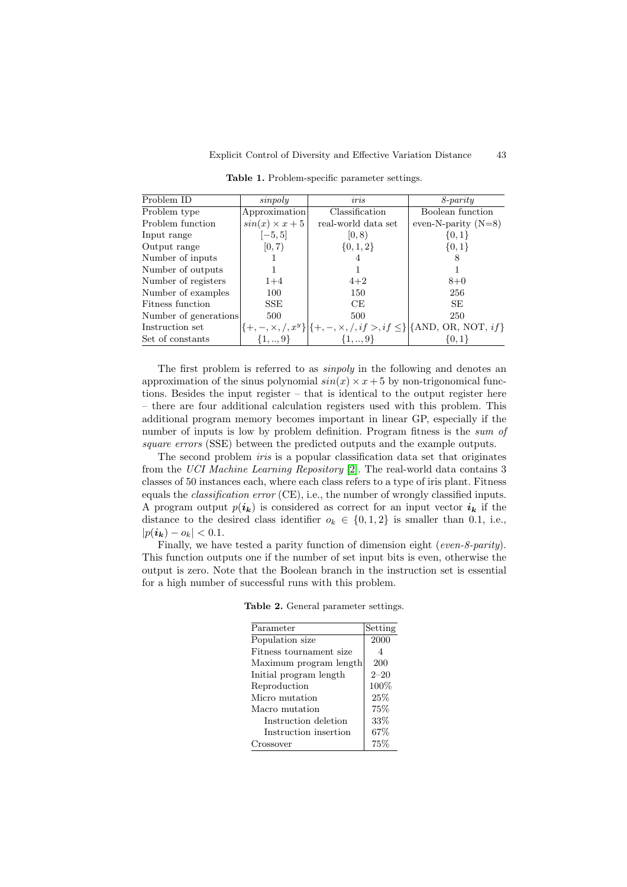**Table 1.** Problem-specific parameter settings.

| Problem ID | *sinpoly* | *iris* | *8-parity* |
|---|---|---|---|
| Problem type | Approximation | Classification | Boolean function |
| Problem function | $sin(x) \times x + 5$ | real-world data set | even-N-parity (N=8) |
| Input range | $[-5, 5]$ | $[0, 8)$ | $\{0, 1\}$ |
| Output range | $[0, 7)$ | $\{0, 1, 2\}$ | $\{0, 1\}$ |
| Number of inputs | 1 | 4 | 8 |
| Number of outputs | 1 | 1 | 1 |
| Number of registers | 1+4 | 4+2 | 8+0 |
| Number of examples | 100 | 150 | 256 |
| Fitness function | SSE | CE | SE |
| Number of generations | 500 | 500 | 250 |
| Instruction set | $\{+, -, \times, /, x^y\}$ | $\{+, -, \times, /, if >, if \leq\}$ | {AND, OR, NOT, *if*} |
| Set of constants | $\{1, .., 9\}$ | $\{1, .., 9\}$ | $\{0, 1\}$ |

The first problem is referred to as *sinpoly* in the following and denotes an approximation of the sinus polynomial $sin(x) \times x + 5$ by non-trigonomical functions. Besides the input register – that is identical to the output register here – there are four additional calculation registers used with this problem. This additional program memory becomes important in linear GP, especially if the number of inputs is low by problem definition. Program fitness is the *sum of square errors* (SSE) between the predicted outputs and the example outputs.

The second problem *iris* is a popular classification data set that originates from the *UCI Machine Learning Repository* [2]. The real-world data contains 3 classes of 50 instances each, where each class refers to a type of iris plant. Fitness equals the *classification error* (CE), i.e., the number of wrongly classified inputs. A program output $p(\boldsymbol{i_k})$ is considered as correct for an input vector $\boldsymbol{i_k}$ if the distance to the desired class identifier $o_k \in \{0, 1, 2\}$ is smaller than 0.1, i.e., $|p(\boldsymbol{i_k}) - o_k| < 0.1$.

Finally, we have tested a parity function of dimension eight (*even-8-parity*). This function outputs one if the number of set input bits is even, otherwise the output is zero. Note that the Boolean branch in the instruction set is essential for a high number of successful runs with this problem.

**Table 2.** General parameter settings.

| Parameter | Setting |
|---|---|
| Population size | 2000 |
| Fitness tournament size | 4 |
| Maximum program length | 200 |
| Initial program length | 2–20 |
| Reproduction | 100% |
| Micro mutation | 25% |
| Macro mutation | 75% |
| Instruction deletion | 33% |
| Instruction insertion | 67% |
| Crossover | 75% |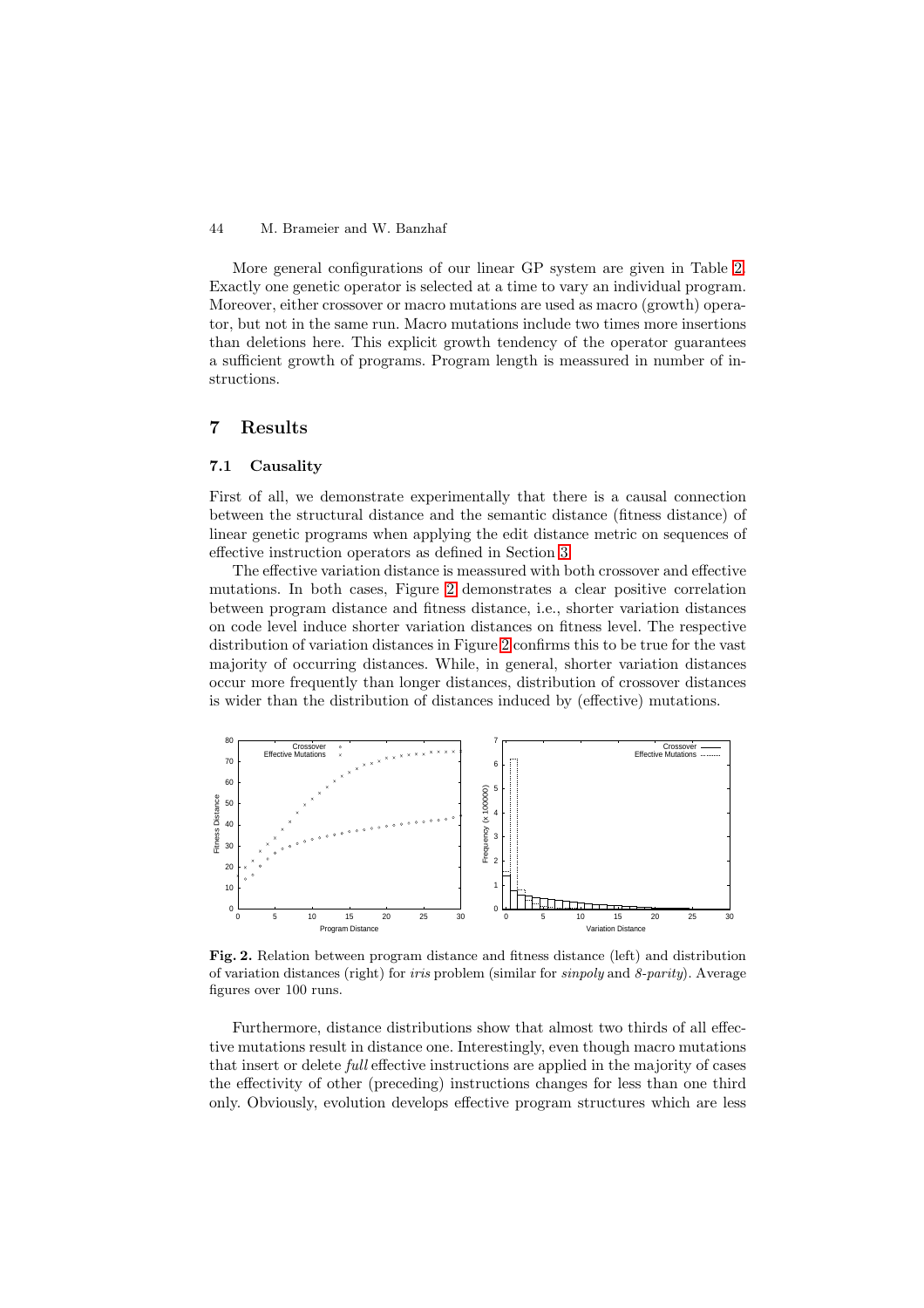More general configurations of our linear GP system are given in Table 2. Exactly one genetic operator is selected at a time to vary an individual program. Moreover, either crossover or macro mutations are used as macro (growth) operator, but not in the same run. Macro mutations include two times more insertions than deletions here. This explicit growth tendency of the operator guarantees a sufficient growth of programs. Program length is meassured in number of instructions.

## 7 Results

### 7.1 Causality

First of all, we demonstrate experimentally that there is a causal connection between the structural distance and the semantic distance (fitness distance) of linear genetic programs when applying the edit distance metric on sequences of effective instruction operators as defined in Section 3.

The effective variation distance is meassured with both crossover and effective mutations. In both cases, Figure 2 demonstrates a clear positive correlation between program distance and fitness distance, i.e., shorter variation distances on code level induce shorter variation distances on fitness level. The respective distribution of variation distances in Figure 2 confirms this to be true for the vast majority of occurring distances. While, in general, shorter variation distances occur more frequently than longer distances, distribution of crossover distances is wider than the distribution of distances induced by (effective) mutations.

**Fig. 2.** Relation between program distance and fitness distance (left) and distribution of variation distances (right) for *iris* problem (similar for *sinpoly* and *8-parity*). Average figures over 100 runs.

Furthermore, distance distributions show that almost two thirds of all effective mutations result in distance one. Interestingly, even though macro mutations that insert or delete *full* effective instructions are applied in the majority of cases the effectivity of other (preceding) instructions changes for less than one third only. Obviously, evolution develops effective program structures which are less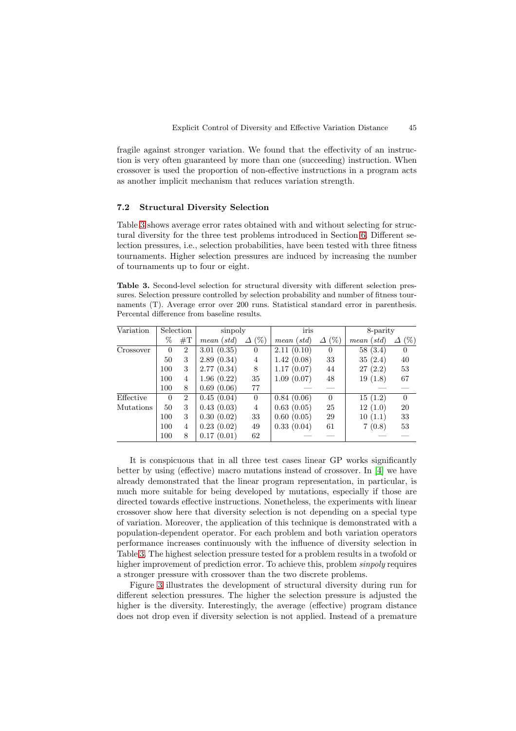fragile against stronger variation. We found that the effectivity of an instruction is very often guaranteed by more than one (succeeding) instruction. When crossover is used the proportion of non-effective instructions in a program acts as another implicit mechanism that reduces variation strength.

### 7.2 Structural Diversity Selection

Table 3 shows average error rates obtained with and without selecting for structural diversity for the three test problems introduced in Section 6. Different selection pressures, i.e., selection probabilities, have been tested with three fitness tournaments. Higher selection pressures are induced by increasing the number of tournaments up to four or eight.

**Table 3.** Second-level selection for structural diversity with different selection pressures. Selection pressure controlled by selection probability and number of fitness tournaments (T). Average error over 200 runs. Statistical standard error in parenthesis. Percental difference from baseline results.

| Variation | Selection | | sinpoly | | iris | | 8-parity | |
|---|---|---|---|---|---|---|---|---|
| | % | #T | *mean* (*std*) | $\Delta$ (%) | *mean* (*std*) | $\Delta$ (%) | *mean* (*std*) | $\Delta$ (%) |
| Crossover | 0 | 2 | 3.01 (0.35) | 0 | 2.11 (0.10) | 0 | 58 (3.4) | 0 |
| | 50 | 3 | 2.89 (0.34) | 4 | 1.42 (0.08) | 33 | 35 (2.4) | 40 |
| | 100 | 3 | 2.77 (0.34) | 8 | 1.17 (0.07) | 44 | 27 (2.2) | 53 |
| | 100 | 4 | 1.96 (0.22) | 35 | 1.09 (0.07) | 48 | 19 (1.8) | 67 |
| | 100 | 8 | 0.69 (0.06) | 77 | — | — | — | — |
| Effective Mutations | 0 | 2 | 0.45 (0.04) | 0 | 0.84 (0.06) | 0 | 15 (1.2) | 0 |
| | 50 | 3 | 0.43 (0.03) | 4 | 0.63 (0.05) | 25 | 12 (1.0) | 20 |
| | 100 | 3 | 0.30 (0.02) | 33 | 0.60 (0.05) | 29 | 10 (1.1) | 33 |
| | 100 | 4 | 0.23 (0.02) | 49 | 0.33 (0.04) | 61 | 7 (0.8) | 53 |
| | 100 | 8 | 0.17 (0.01) | 62 | — | — | — | — |

It is conspicuous that in all three test cases linear GP works significantly better by using (effective) macro mutations instead of crossover. In [4] we have already demonstrated that the linear program representation, in particular, is much more suitable for being developed by mutations, especially if those are directed towards effective instructions. Nonetheless, the experiments with linear crossover show here that diversity selection is not depending on a special type of variation. Moreover, the application of this technique is demonstrated with a population-dependent operator. For each problem and both variation operators performance increases continuously with the influence of diversity selection in Table 3. The highest selection pressure tested for a problem results in a twofold or higher improvement of prediction error. To achieve this, problem *sinpoly* requires a stronger pressure with crossover than the two discrete problems.

Figure 3 illustrates the development of structural diversity during run for different selection pressures. The higher the selection pressure is adjusted the higher is the diversity. Interestingly, the average (effective) program distance does not drop even if diversity selection is not applied. Instead of a premature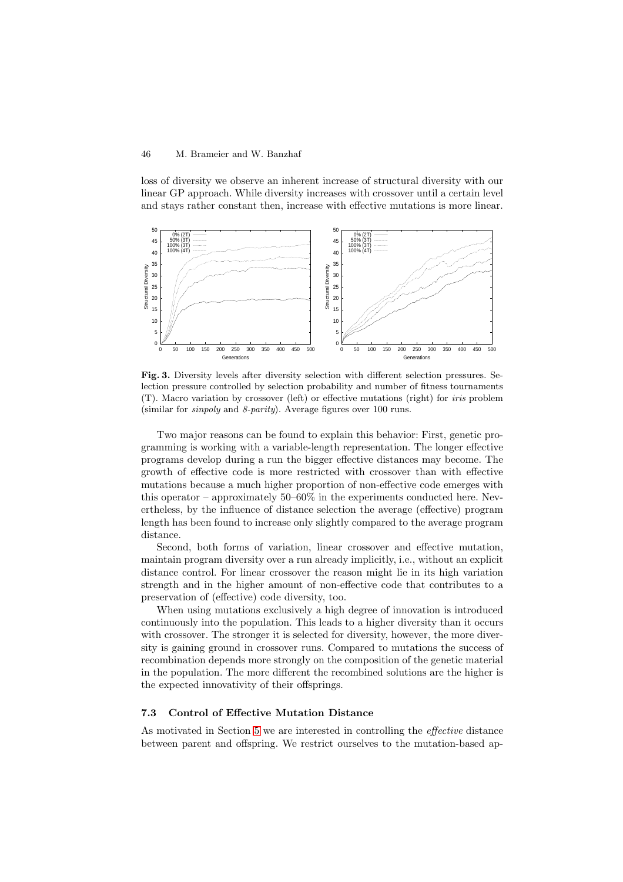loss of diversity we observe an inherent increase of structural diversity with our linear GP approach. While diversity increases with crossover until a certain level and stays rather constant then, increase with effective mutations is more linear.

**Fig. 3.** Diversity levels after diversity selection with different selection pressures. Selection pressure controlled by selection probability and number of fitness tournaments (T). Macro variation by crossover (left) or effective mutations (right) for *iris* problem (similar for *sinpoly* and *8-parity*). Average figures over 100 runs.

Two major reasons can be found to explain this behavior: First, genetic programming is working with a variable-length representation. The longer effective programs develop during a run the bigger effective distances may become. The growth of effective code is more restricted with crossover than with effective mutations because a much higher proportion of non-effective code emerges with this operator – approximately 50–60% in the experiments conducted here. Nevertheless, by the influence of distance selection the average (effective) program length has been found to increase only slightly compared to the average program distance.

Second, both forms of variation, linear crossover and effective mutation, maintain program diversity over a run already implicitly, i.e., without an explicit distance control. For linear crossover the reason might lie in its high variation strength and in the higher amount of non-effective code that contributes to a preservation of (effective) code diversity, too.

When using mutations exclusively a high degree of innovation is introduced continuously into the population. This leads to a higher diversity than it occurs with crossover. The stronger it is selected for diversity, however, the more diversity is gaining ground in crossover runs. Compared to mutations the success of recombination depends more strongly on the composition of the genetic material in the population. The more different the recombined solutions are the higher is the expected innovativity of their offsprings.

### 7.3 Control of Effective Mutation Distance

As motivated in Section 5 we are interested in controlling the *effective* distance between parent and offspring. We restrict ourselves to the mutation-based ap-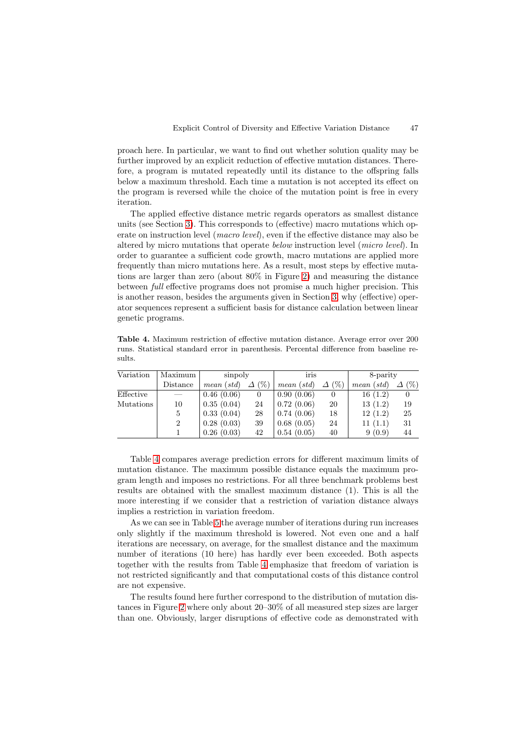proach here. In particular, we want to find out whether solution quality may be further improved by an explicit reduction of effective mutation distances. Therefore, a program is mutated repeatedly until its distance to the offspring falls below a maximum threshold. Each time a mutation is not accepted its effect on the program is reversed while the choice of the mutation point is free in every iteration.

The applied effective distance metric regards operators as smallest distance units (see Section 3). This corresponds to (effective) macro mutations which operate on instruction level (*macro level*), even if the effective distance may also be altered by micro mutations that operate *below* instruction level (*micro level*). In order to guarantee a sufficient code growth, macro mutations are applied more frequently than micro mutations here. As a result, most steps by effective mutations are larger than zero (about 80% in Figure 2) and measuring the distance between *full* effective programs does not promise a much higher precision. This is another reason, besides the arguments given in Section 3, why (effective) operator sequences represent a sufficient basis for distance calculation between linear genetic programs.

**Table 4.** Maximum restriction of effective mutation distance. Average error over 200 runs. Statistical standard error in parenthesis. Percental difference from baseline results.

| Variation | Maximum | sinpoly | | iris | | 8-parity | |
|---|---|---|---|---|---|---|---|
| | Distance | *mean* (*std*) | $\Delta$ (%) | *mean* (*std*) | $\Delta$ (%) | *mean* (*std*) | $\Delta$ (%) |
| Effective | — | 0.46 (0.06) | 0 | 0.90 (0.06) | 0 | 16 (1.2) | 0 |
| Mutations | 10 | 0.35 (0.04) | 24 | 0.72 (0.06) | 20 | 13 (1.2) | 19 |
| | 5 | 0.33 (0.04) | 28 | 0.74 (0.06) | 18 | 12 (1.2) | 25 |
| | 2 | 0.28 (0.03) | 39 | 0.68 (0.05) | 24 | 11 (1.1) | 31 |
| | 1 | 0.26 (0.03) | 42 | 0.54 (0.05) | 40 | 9 (0.9) | 44 |

Table 4 compares average prediction errors for different maximum limits of mutation distance. The maximum possible distance equals the maximum program length and imposes no restrictions. For all three benchmark problems best results are obtained with the smallest maximum distance (1). This is all the more interesting if we consider that a restriction of variation distance always implies a restriction in variation freedom.

As we can see in Table 5 the average number of iterations during run increases only slightly if the maximum threshold is lowered. Not even one and a half iterations are necessary, on average, for the smallest distance and the maximum number of iterations (10 here) has hardly ever been exceeded. Both aspects together with the results from Table 4 emphasize that freedom of variation is not restricted significantly and that computational costs of this distance control are not expensive.

The results found here further correspond to the distribution of mutation distances in Figure 2 where only about 20–30% of all measured step sizes are larger than one. Obviously, larger disruptions of effective code as demonstrated with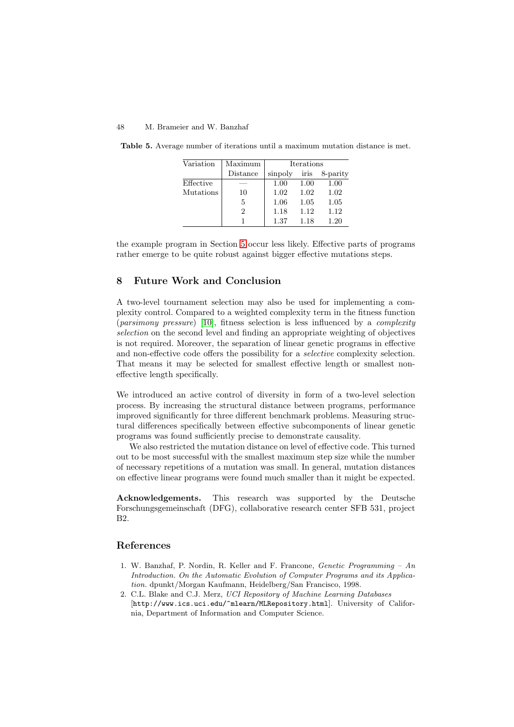**Table 5.** Average number of iterations until a maximum mutation distance is met.

| Variation | Maximum | Iterations | | |
|---|---|---|---|---|
| | Distance | sinpoly | iris | 8-parity |
| Effective | — | 1.00 | 1.00 | 1.00 |
| Mutations | 10 | 1.02 | 1.02 | 1.02 |
| | 5 | 1.06 | 1.05 | 1.05 |
| | 2 | 1.18 | 1.12 | 1.12 |
| | 1 | 1.37 | 1.18 | 1.20 |

the example program in Section 5 occur less likely. Effective parts of programs rather emerge to be quite robust against bigger effective mutations steps.

## 8 Future Work and Conclusion

A two-level tournament selection may also be used for implementing a complexity control. Compared to a weighted complexity term in the fitness function (*parsimony pressure*) [10], fitness selection is less influenced by a *complexity selection* on the second level and finding an appropriate weighting of objectives is not required. Moreover, the separation of linear genetic programs in effective and non-effective code offers the possibility for a *selective* complexity selection. That means it may be selected for smallest effective length or smallest non-effective length specifically.

We introduced an active control of diversity in form of a two-level selection process. By increasing the structural distance between programs, performance improved significantly for three different benchmark problems. Measuring structural differences specifically between effective subcomponents of linear genetic programs was found sufficiently precise to demonstrate causality.

We also restricted the mutation distance on level of effective code. This turned out to be most successful with the smallest maximum step size while the number of necessary repetitions of a mutation was small. In general, mutation distances on effective linear programs were found much smaller than it might be expected.

**Acknowledgements.** This research was supported by the Deutsche Forschungsgemeinschaft (DFG), collaborative research center SFB 531, project B2.

## References

1. W. Banzhaf, P. Nordin, R. Keller and F. Francone, *Genetic Programming – An Introduction. On the Automatic Evolution of Computer Programs and its Application.* dpunkt/Morgan Kaufmann, Heidelberg/San Francisco, 1998.
2. C.L. Blake and C.J. Merz, *UCI Repository of Machine Learning Databases* [http://www.ics.uci.edu/~mlearn/MLRepository.html]. University of California, Department of Information and Computer Science.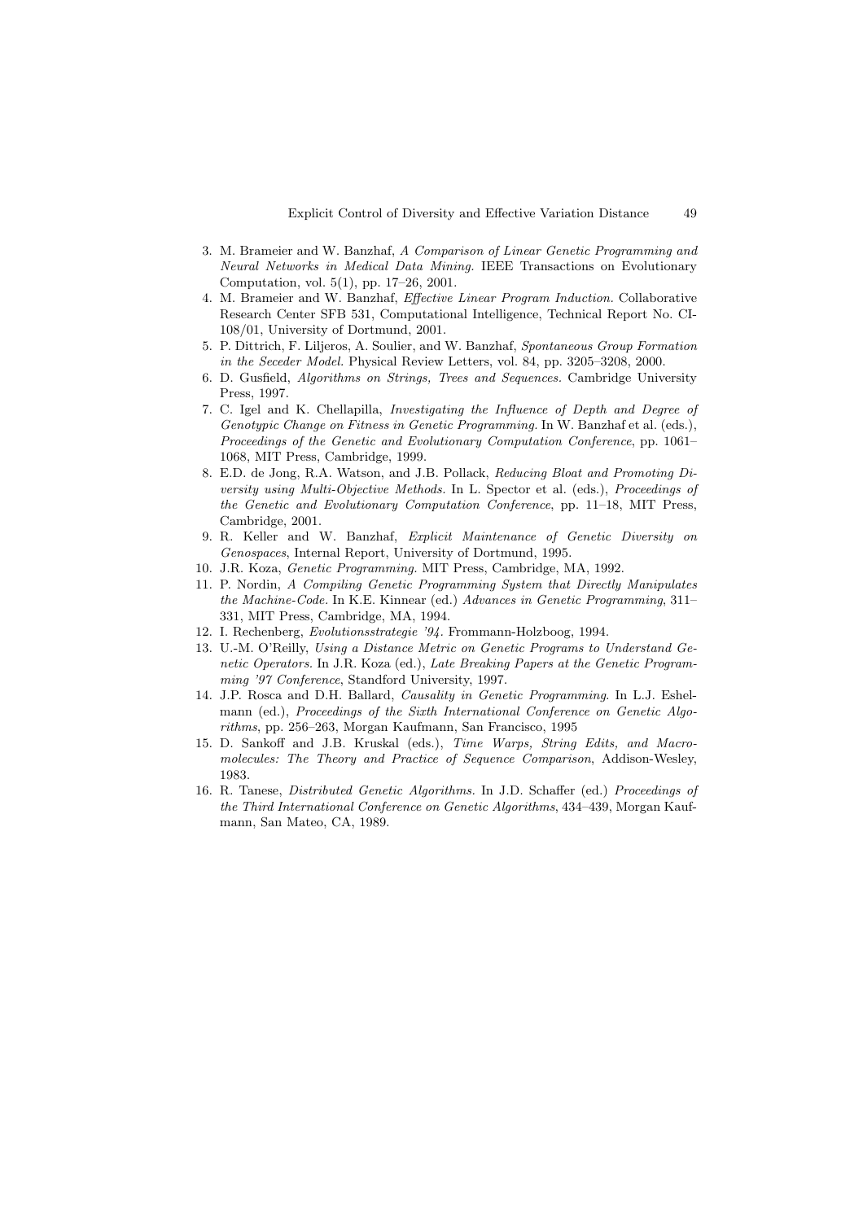3. M. Brameier and W. Banzhaf, *A Comparison of Linear Genetic Programming and Neural Networks in Medical Data Mining.* IEEE Transactions on Evolutionary Computation, vol. 5(1), pp. 17–26, 2001.
4. M. Brameier and W. Banzhaf, *Effective Linear Program Induction.* Collaborative Research Center SFB 531, Computational Intelligence, Technical Report No. CI-108/01, University of Dortmund, 2001.
5. P. Dittrich, F. Liljeros, A. Soulier, and W. Banzhaf, *Spontaneous Group Formation in the Seceder Model.* Physical Review Letters, vol. 84, pp. 3205–3208, 2000.
6. D. Gusfield, *Algorithms on Strings, Trees and Sequences.* Cambridge University Press, 1997.
7. C. Igel and K. Chellapilla, *Investigating the Influence of Depth and Degree of Genotypic Change on Fitness in Genetic Programming.* In W. Banzhaf et al. (eds.), *Proceedings of the Genetic and Evolutionary Computation Conference*, pp. 1061–1068, MIT Press, Cambridge, 1999.
8. E.D. de Jong, R.A. Watson, and J.B. Pollack, *Reducing Bloat and Promoting Diversity using Multi-Objective Methods.* In L. Spector et al. (eds.), *Proceedings of the Genetic and Evolutionary Computation Conference*, pp. 11–18, MIT Press, Cambridge, 2001.
9. R. Keller and W. Banzhaf, *Explicit Maintenance of Genetic Diversity on Genospaces*, Internal Report, University of Dortmund, 1995.
10. J.R. Koza, *Genetic Programming.* MIT Press, Cambridge, MA, 1992.
11. P. Nordin, *A Compiling Genetic Programming System that Directly Manipulates the Machine-Code.* In K.E. Kinnear (ed.) *Advances in Genetic Programming*, 311–331, MIT Press, Cambridge, MA, 1994.
12. I. Rechenberg, *Evolutionsstrategie '94.* Frommann-Holzboog, 1994.
13. U.-M. O'Reilly, *Using a Distance Metric on Genetic Programs to Understand Genetic Operators.* In J.R. Koza (ed.), *Late Breaking Papers at the Genetic Programming '97 Conference*, Standford University, 1997.
14. J.P. Rosca and D.H. Ballard, *Causality in Genetic Programming*. In L.J. Eshelmann (ed.), *Proceedings of the Sixth International Conference on Genetic Algorithms*, pp. 256–263, Morgan Kaufmann, San Francisco, 1995
15. D. Sankoff and J.B. Kruskal (eds.), *Time Warps, String Edits, and Macromolecules: The Theory and Practice of Sequence Comparison*, Addison-Wesley, 1983.
16. R. Tanese, *Distributed Genetic Algorithms.* In J.D. Schaffer (ed.) *Proceedings of the Third International Conference on Genetic Algorithms*, 434–439, Morgan Kaufmann, San Mateo, CA, 1989.